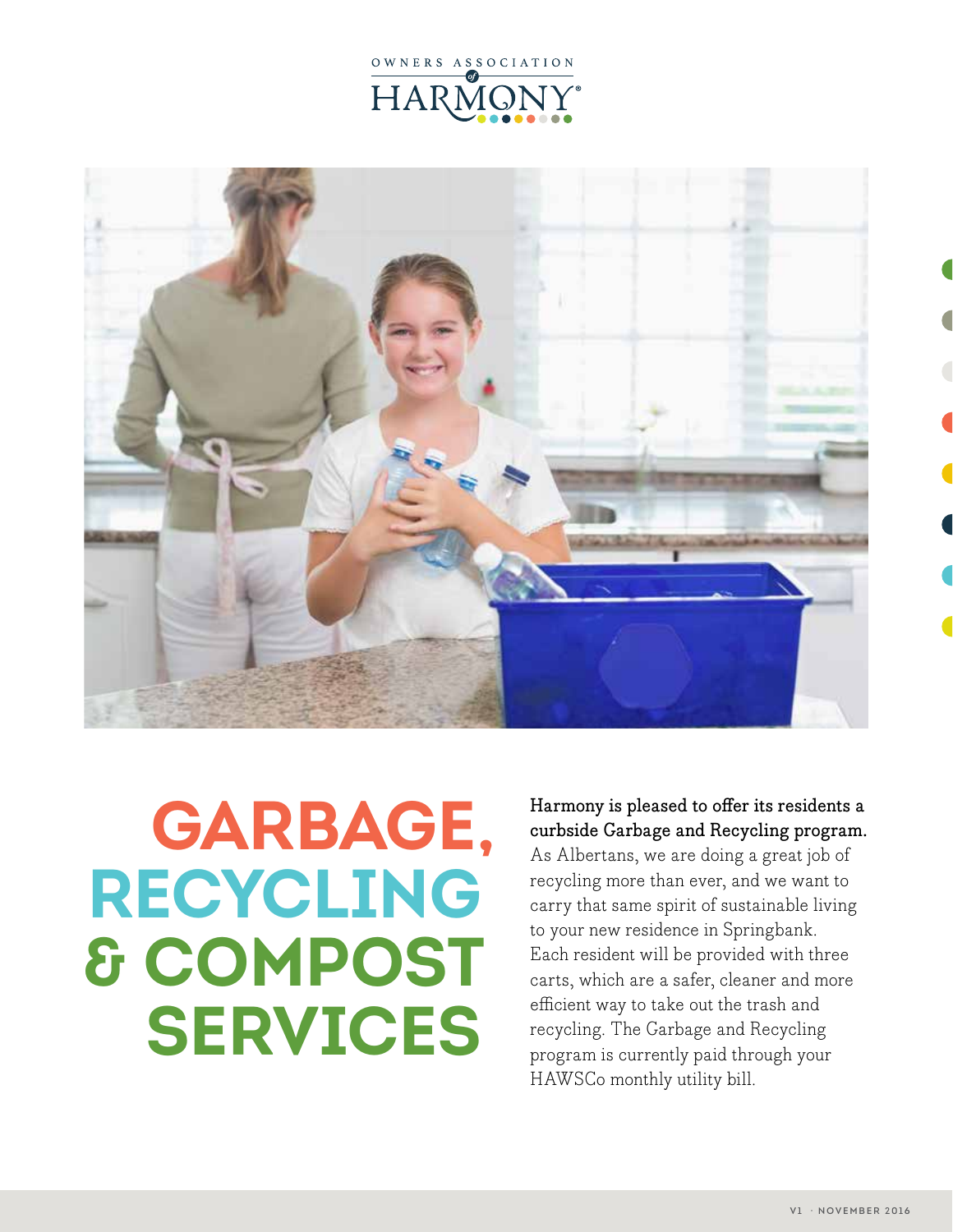OWNERS ASSOCIATION of HARMONY

# GARBAGE, RECYCLING & COMPOST SERVICES

**Harmony is pleased to offer its residents a curbside Garbage and Recycling program.** As Albertans, we are doing a great job of recycling more than ever, and we want to carry that same spirit of sustainable living to your new residence in Springbank. Each resident will be provided with three carts, which are a safer, cleaner and more efficient way to take out the trash and recycling. The Garbage and Recycling program is currently paid through your HAWSCo monthly utility bill.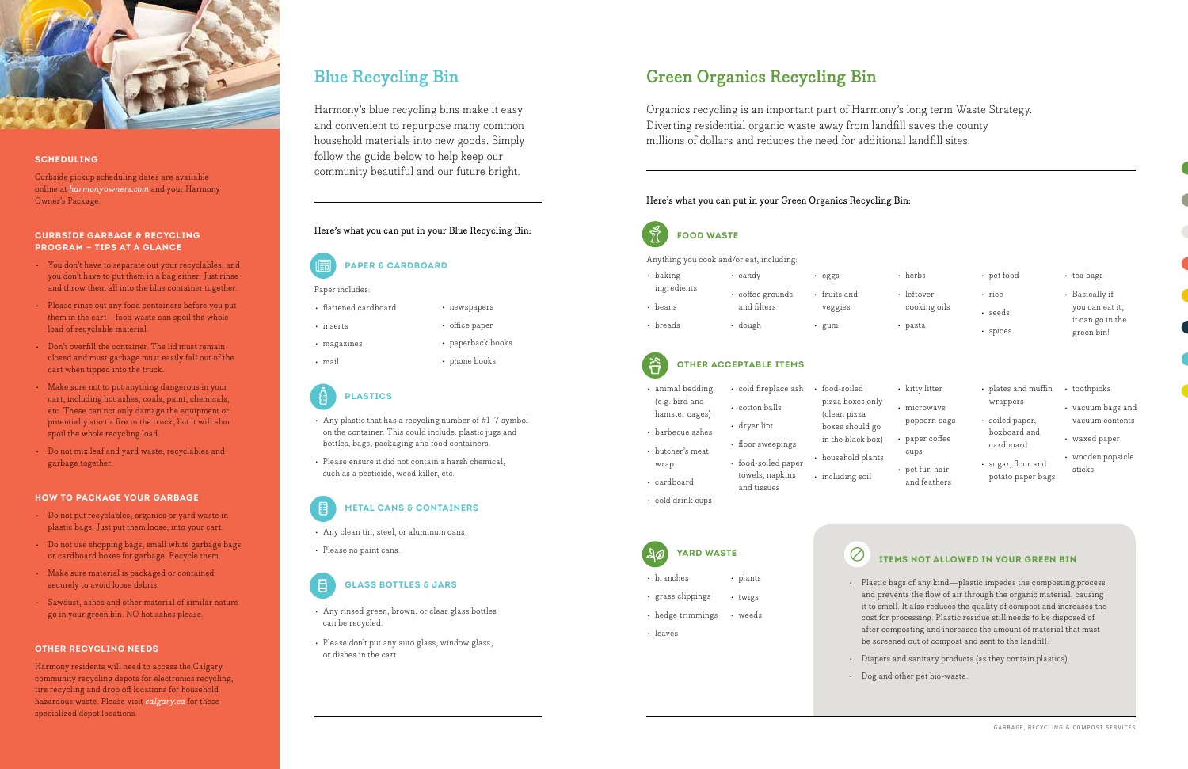## SCHEDULING

Curbside pickup scheduling dates are available online at *harmonyowners.com* and your Harmony Owner's Package.

## CURBSIDE GARBAGE & RECYCLING PROGRAM – TIPS AT A GLANCE

- You don't have to separate out your recyclables, and you don't have to put them in a bag either. Just rinse and throw them all into the blue container together.
- Please rinse out any food containers before you put them in the cart—food waste can spoil the whole load of recyclable material.
- Don't overfill the container. The lid must remain closed and must garbage must easily fall out of the cart when tipped into the truck.
- Make sure not to put anything dangerous in your cart, including hot ashes, coals, paint, chemicals, etc. These can not only damage the equipment or potentially start a fire in the truck, but it will also spoil the whole recycling load.
- Do not mix leaf and yard waste, recyclables and garbage together.

## HOW TO PACKAGE YOUR GARBAGE

- Do not put recyclables, organics or yard waste in plastic bags. Just put them loose, into your cart.
- Do not use shopping bags, small white garbage bags or cardboard boxes for garbage. Recycle them.
- Make sure material is packaged or contained securely to avoid loose debris.
- Sawdust, ashes and other material of similar nature go in your green bin. NO hot ashes please.

## OTHER RECYCLING NEEDS

Harmony residents will need to access the Calgary community recycling depots for electronics recycling, tire recycling and drop off locations for household hazardous waste. Please visit *calgary.ca* for these specialized depot locations.

# Blue Recycling Bin

Harmony's blue recycling bins make it easy and convenient to repurpose many common household materials into new goods. Simply follow the guide below to help keep our community beautiful and our future bright.

Here's what you can put in your Blue Recycling Bin:

### PAPER & CARDBOARD

Paper includes:

- flattened cardboard
- inserts
- magazines
- mail
- newspapers
- office paper
- paperback books
- phone books

### PLASTICS

- Any plastic that has a recycling number of #1–7 symbol on the container. This could include: plastic jugs and bottles, bags, packaging and food containers.
- Please ensure it did not contain a harsh chemical, such as a pesticide, weed killer, etc.

### METAL CANS & CONTAINERS

- Any clean tin, steel, or aluminum cans.
- Please no paint cans.

### GLASS BOTTLES & JARS

- Any rinsed green, brown, or clear glass bottles can be recycled.
- Please don't put any auto glass, window glass, or dishes in the cart.

# Green Organics Recycling Bin

Organics recycling is an important part of Harmony's long term Waste Strategy. Diverting residential organic waste away from landfill saves the county millions of dollars and reduces the need for additional landfill sites.

Here's what you can put in your Green Organics Recycling Bin:

### FOOD WASTE

Anything you cook and/or eat, including:

- baking ingredients
- beans
- breads
- candy
- coffee grounds and filters
- dough
- eggs
- fruits and veggies
- gum
- herbs
- leftover cooking oils
- pasta
- pet food
- rice
- seeds
- spices
- tea bags
- Basically if you can eat it, it can go in the green bin!

### OTHER ACCEPTABLE ITEMS

- animal bedding (e.g. bird and hamster cages)
- barbecue ashes
- butcher's meat wrap
- cardboard
- cold drink cups
- cold fireplace ash
- cotton balls
- dryer lint
- floor sweepings
- food-soiled paper towels, napkins and tissues
- food-soiled pizza boxes only (clean pizza boxes should go in the black box)
- household plants
- including soil
- kitty litter
- microwave popcorn bags
- paper coffee cups
- pet fur, hair and feathers
- plates and muffin wrappers
- soiled paper, boxboard and cardboard
- sugar, flour and potato paper bags
- toothpicks
- vacuum bags and vacuum contents
- waxed paper
- wooden popsicle sticks

### YARD WASTE

- branches
- grass clippings
- hedge trimmings
- leaves
- plants
- twigs
- weeds

### ITEMS NOT ALLOWED IN YOUR GREEN BIN

- Plastic bags of any kind—plastic impedes the composting process and prevents the flow of air through the organic material, causing it to smell. It also reduces the quality of compost and increases the cost for processing. Plastic residue still needs to be disposed of after composting and increases the amount of material that must be screened out of compost and sent to the landfill.
- Diapers and sanitary products (as they contain plastics).
- Dog and other pet bio-waste.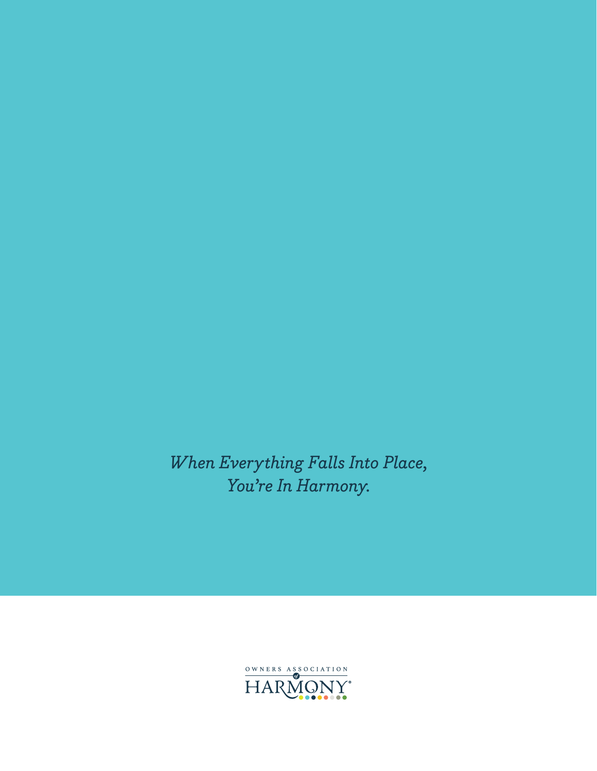*When Everything Falls Into Place,*
*You're In Harmony.*

OWNERS ASSOCIATION of HARMONY®